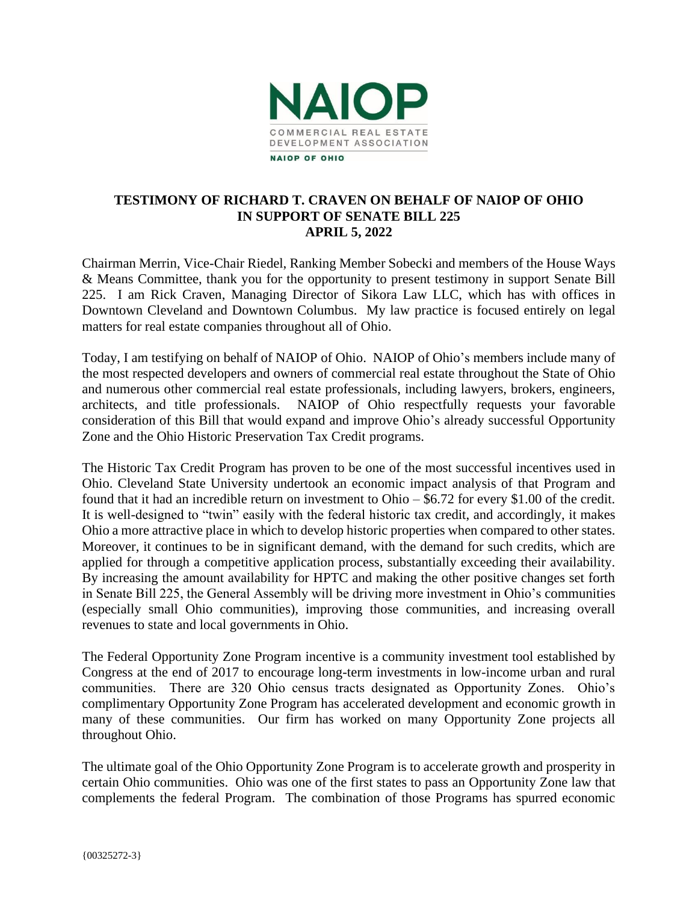**NAIOP**

COMMERCIAL REAL ESTATE DEVELOPMENT ASSOCIATION

**NAIOP OF OHIO**

**TESTIMONY OF RICHARD T. CRAVEN ON BEHALF OF NAIOP OF OHIO IN SUPPORT OF SENATE BILL 225 APRIL 5, 2022**

Chairman Merrin, Vice-Chair Riedel, Ranking Member Sobecki and members of the House Ways & Means Committee, thank you for the opportunity to present testimony in support Senate Bill 225. I am Rick Craven, Managing Director of Sikora Law LLC, which has with offices in Downtown Cleveland and Downtown Columbus. My law practice is focused entirely on legal matters for real estate companies throughout all of Ohio.

Today, I am testifying on behalf of NAIOP of Ohio. NAIOP of Ohio's members include many of the most respected developers and owners of commercial real estate throughout the State of Ohio and numerous other commercial real estate professionals, including lawyers, brokers, engineers, architects, and title professionals. NAIOP of Ohio respectfully requests your favorable consideration of this Bill that would expand and improve Ohio's already successful Opportunity Zone and the Ohio Historic Preservation Tax Credit programs.

The Historic Tax Credit Program has proven to be one of the most successful incentives used in Ohio. Cleveland State University undertook an economic impact analysis of that Program and found that it had an incredible return on investment to Ohio – $6.72 for every $1.00 of the credit. It is well-designed to "twin" easily with the federal historic tax credit, and accordingly, it makes Ohio a more attractive place in which to develop historic properties when compared to other states. Moreover, it continues to be in significant demand, with the demand for such credits, which are applied for through a competitive application process, substantially exceeding their availability. By increasing the amount availability for HPTC and making the other positive changes set forth in Senate Bill 225, the General Assembly will be driving more investment in Ohio's communities (especially small Ohio communities), improving those communities, and increasing overall revenues to state and local governments in Ohio.

The Federal Opportunity Zone Program incentive is a community investment tool established by Congress at the end of 2017 to encourage long-term investments in low-income urban and rural communities. There are 320 Ohio census tracts designated as Opportunity Zones. Ohio's complimentary Opportunity Zone Program has accelerated development and economic growth in many of these communities. Our firm has worked on many Opportunity Zone projects all throughout Ohio.

The ultimate goal of the Ohio Opportunity Zone Program is to accelerate growth and prosperity in certain Ohio communities. Ohio was one of the first states to pass an Opportunity Zone law that complements the federal Program. The combination of those Programs has spurred economic

{00325272-3}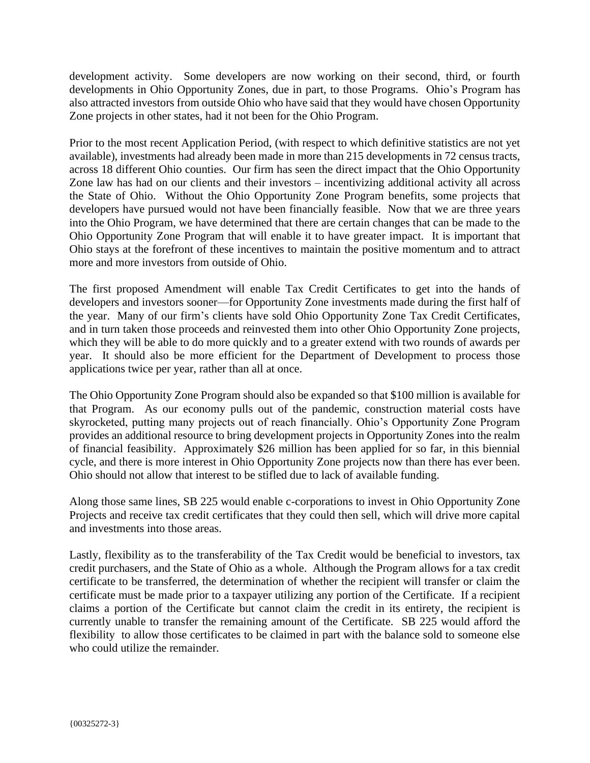development activity. Some developers are now working on their second, third, or fourth developments in Ohio Opportunity Zones, due in part, to those Programs. Ohio's Program has also attracted investors from outside Ohio who have said that they would have chosen Opportunity Zone projects in other states, had it not been for the Ohio Program.

Prior to the most recent Application Period, (with respect to which definitive statistics are not yet available), investments had already been made in more than 215 developments in 72 census tracts, across 18 different Ohio counties. Our firm has seen the direct impact that the Ohio Opportunity Zone law has had on our clients and their investors – incentivizing additional activity all across the State of Ohio. Without the Ohio Opportunity Zone Program benefits, some projects that developers have pursued would not have been financially feasible. Now that we are three years into the Ohio Program, we have determined that there are certain changes that can be made to the Ohio Opportunity Zone Program that will enable it to have greater impact. It is important that Ohio stays at the forefront of these incentives to maintain the positive momentum and to attract more and more investors from outside of Ohio.

The first proposed Amendment will enable Tax Credit Certificates to get into the hands of developers and investors sooner—for Opportunity Zone investments made during the first half of the year. Many of our firm's clients have sold Ohio Opportunity Zone Tax Credit Certificates, and in turn taken those proceeds and reinvested them into other Ohio Opportunity Zone projects, which they will be able to do more quickly and to a greater extend with two rounds of awards per year. It should also be more efficient for the Department of Development to process those applications twice per year, rather than all at once.

The Ohio Opportunity Zone Program should also be expanded so that $100 million is available for that Program. As our economy pulls out of the pandemic, construction material costs have skyrocketed, putting many projects out of reach financially. Ohio's Opportunity Zone Program provides an additional resource to bring development projects in Opportunity Zones into the realm of financial feasibility. Approximately $26 million has been applied for so far, in this biennial cycle, and there is more interest in Ohio Opportunity Zone projects now than there has ever been. Ohio should not allow that interest to be stifled due to lack of available funding.

Along those same lines, SB 225 would enable c-corporations to invest in Ohio Opportunity Zone Projects and receive tax credit certificates that they could then sell, which will drive more capital and investments into those areas.

Lastly, flexibility as to the transferability of the Tax Credit would be beneficial to investors, tax credit purchasers, and the State of Ohio as a whole. Although the Program allows for a tax credit certificate to be transferred, the determination of whether the recipient will transfer or claim the certificate must be made prior to a taxpayer utilizing any portion of the Certificate. If a recipient claims a portion of the Certificate but cannot claim the credit in its entirety, the recipient is currently unable to transfer the remaining amount of the Certificate. SB 225 would afford the flexibility to allow those certificates to be claimed in part with the balance sold to someone else who could utilize the remainder.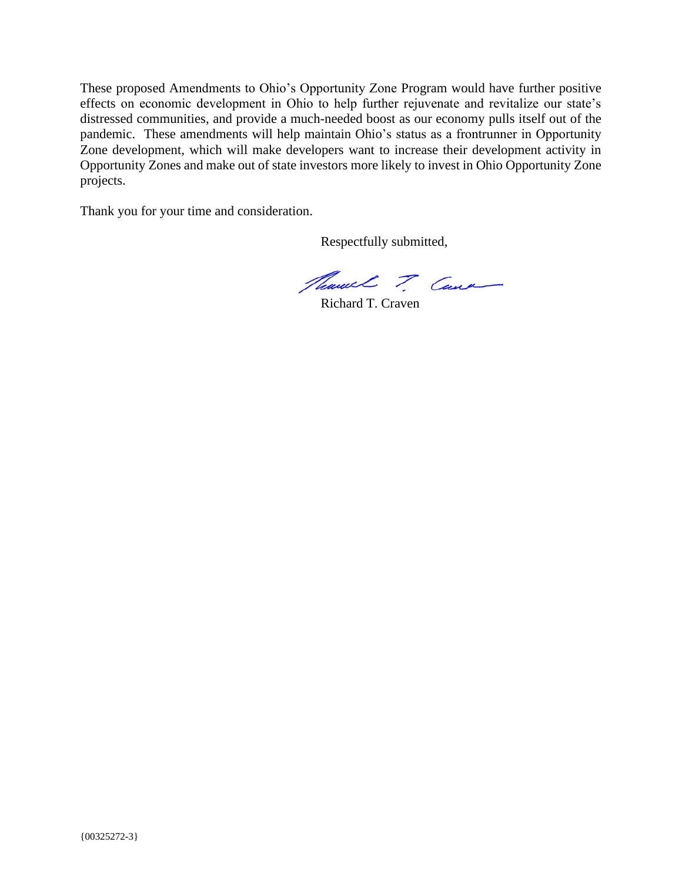These proposed Amendments to Ohio's Opportunity Zone Program would have further positive effects on economic development in Ohio to help further rejuvenate and revitalize our state's distressed communities, and provide a much-needed boost as our economy pulls itself out of the pandemic. These amendments will help maintain Ohio's status as a frontrunner in Opportunity Zone development, which will make developers want to increase their development activity in Opportunity Zones and make out of state investors more likely to invest in Ohio Opportunity Zone projects.

Thank you for your time and consideration.

Respectfully submitted,

Richard T. Craven

{00325272-3}